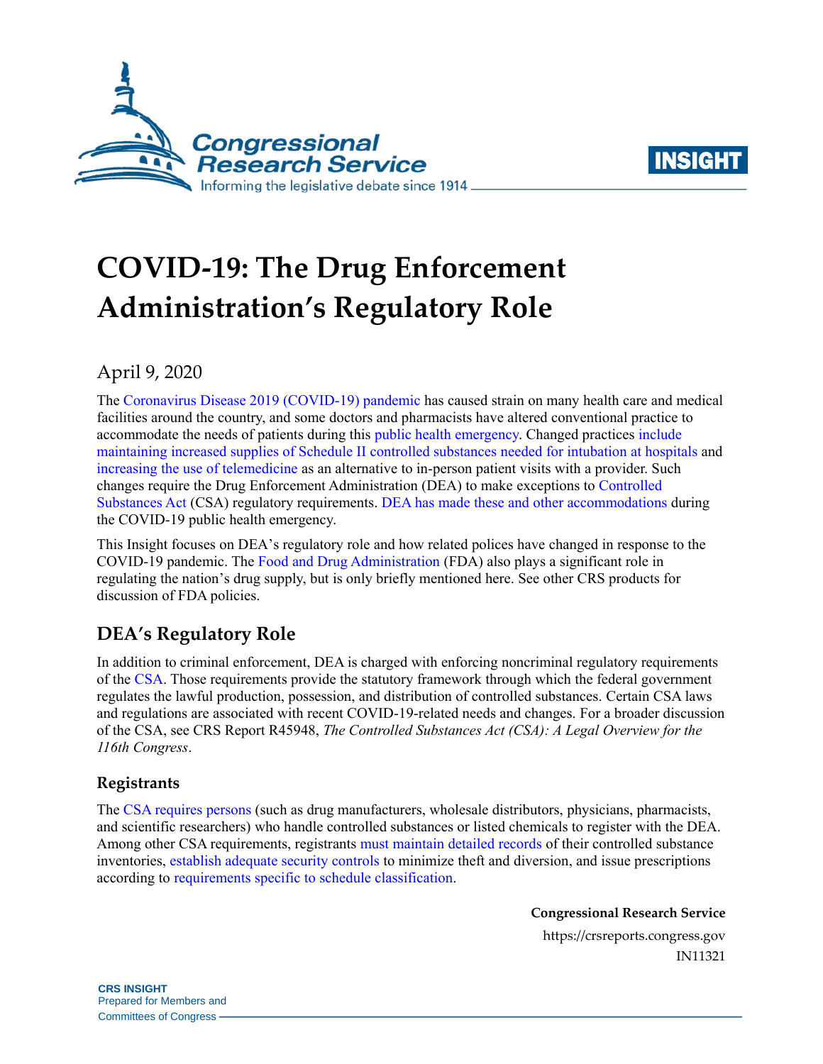# COVID-19: The Drug Enforcement Administration's Regulatory Role

April 9, 2020

The Coronavirus Disease 2019 (COVID-19) pandemic has caused strain on many health care and medical facilities around the country, and some doctors and pharmacists have altered conventional practice to accommodate the needs of patients during this public health emergency. Changed practices include maintaining increased supplies of Schedule II controlled substances needed for intubation at hospitals and increasing the use of telemedicine as an alternative to in-person patient visits with a provider. Such changes require the Drug Enforcement Administration (DEA) to make exceptions to Controlled Substances Act (CSA) regulatory requirements. DEA has made these and other accommodations during the COVID-19 public health emergency.

This Insight focuses on DEA's regulatory role and how related polices have changed in response to the COVID-19 pandemic. The Food and Drug Administration (FDA) also plays a significant role in regulating the nation's drug supply, but is only briefly mentioned here. See other CRS products for discussion of FDA policies.

## DEA's Regulatory Role

In addition to criminal enforcement, DEA is charged with enforcing noncriminal regulatory requirements of the CSA. Those requirements provide the statutory framework through which the federal government regulates the lawful production, possession, and distribution of controlled substances. Certain CSA laws and regulations are associated with recent COVID-19-related needs and changes. For a broader discussion of the CSA, see CRS Report R45948, *The Controlled Substances Act (CSA): A Legal Overview for the 116th Congress*.

### Registrants

The CSA requires persons (such as drug manufacturers, wholesale distributors, physicians, pharmacists, and scientific researchers) who handle controlled substances or listed chemicals to register with the DEA. Among other CSA requirements, registrants must maintain detailed records of their controlled substance inventories, establish adequate security controls to minimize theft and diversion, and issue prescriptions according to requirements specific to schedule classification.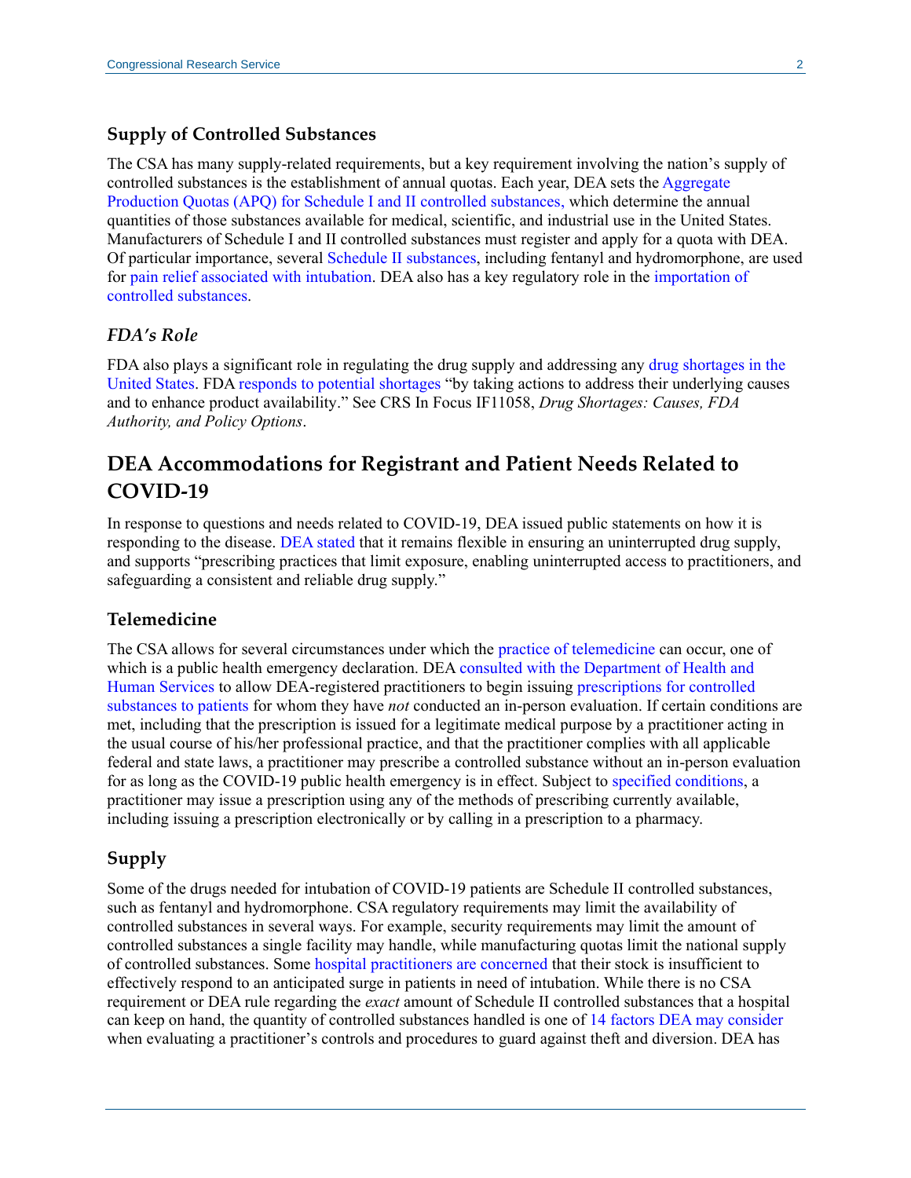### Supply of Controlled Substances

The CSA has many supply-related requirements, but a key requirement involving the nation's supply of controlled substances is the establishment of annual quotas. Each year, DEA sets the Aggregate Production Quotas (APQ) for Schedule I and II controlled substances, which determine the annual quantities of those substances available for medical, scientific, and industrial use in the United States. Manufacturers of Schedule I and II controlled substances must register and apply for a quota with DEA. Of particular importance, several Schedule II substances, including fentanyl and hydromorphone, are used for pain relief associated with intubation. DEA also has a key regulatory role in the importation of controlled substances.

### *FDA's Role*

FDA also plays a significant role in regulating the drug supply and addressing any drug shortages in the United States. FDA responds to potential shortages "by taking actions to address their underlying causes and to enhance product availability." See CRS In Focus IF11058, *Drug Shortages: Causes, FDA Authority, and Policy Options*.

## DEA Accommodations for Registrant and Patient Needs Related to COVID-19

In response to questions and needs related to COVID-19, DEA issued public statements on how it is responding to the disease. DEA stated that it remains flexible in ensuring an uninterrupted drug supply, and supports "prescribing practices that limit exposure, enabling uninterrupted access to practitioners, and safeguarding a consistent and reliable drug supply."

### Telemedicine

The CSA allows for several circumstances under which the practice of telemedicine can occur, one of which is a public health emergency declaration. DEA consulted with the Department of Health and Human Services to allow DEA-registered practitioners to begin issuing prescriptions for controlled substances to patients for whom they have *not* conducted an in-person evaluation. If certain conditions are met, including that the prescription is issued for a legitimate medical purpose by a practitioner acting in the usual course of his/her professional practice, and that the practitioner complies with all applicable federal and state laws, a practitioner may prescribe a controlled substance without an in-person evaluation for as long as the COVID-19 public health emergency is in effect. Subject to specified conditions, a practitioner may issue a prescription using any of the methods of prescribing currently available, including issuing a prescription electronically or by calling in a prescription to a pharmacy.

### Supply

Some of the drugs needed for intubation of COVID-19 patients are Schedule II controlled substances, such as fentanyl and hydromorphone. CSA regulatory requirements may limit the availability of controlled substances in several ways. For example, security requirements may limit the amount of controlled substances a single facility may handle, while manufacturing quotas limit the national supply of controlled substances. Some hospital practitioners are concerned that their stock is insufficient to effectively respond to an anticipated surge in patients in need of intubation. While there is no CSA requirement or DEA rule regarding the *exact* amount of Schedule II controlled substances that a hospital can keep on hand, the quantity of controlled substances handled is one of 14 factors DEA may consider when evaluating a practitioner's controls and procedures to guard against theft and diversion. DEA has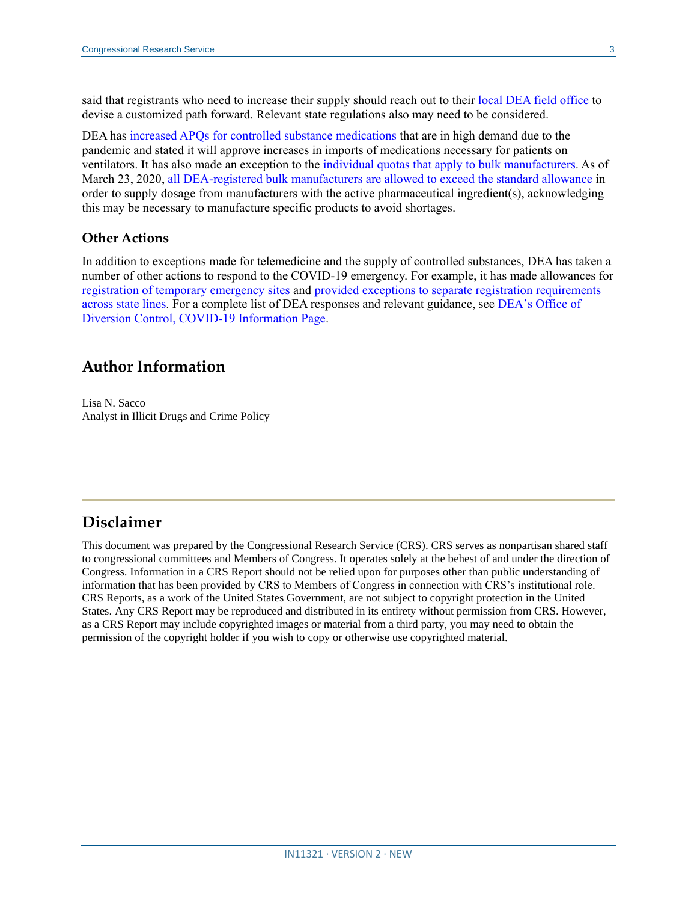said that registrants who need to increase their supply should reach out to their local DEA field office to devise a customized path forward. Relevant state regulations also may need to be considered.

DEA has increased APQs for controlled substance medications that are in high demand due to the pandemic and stated it will approve increases in imports of medications necessary for patients on ventilators. It has also made an exception to the individual quotas that apply to bulk manufacturers. As of March 23, 2020, all DEA-registered bulk manufacturers are allowed to exceed the standard allowance in order to supply dosage from manufacturers with the active pharmaceutical ingredient(s), acknowledging this may be necessary to manufacture specific products to avoid shortages.

### Other Actions

In addition to exceptions made for telemedicine and the supply of controlled substances, DEA has taken a number of other actions to respond to the COVID-19 emergency. For example, it has made allowances for registration of temporary emergency sites and provided exceptions to separate registration requirements across state lines. For a complete list of DEA responses and relevant guidance, see DEA's Office of Diversion Control, COVID-19 Information Page.

## Author Information

Lisa N. Sacco
Analyst in Illicit Drugs and Crime Policy

## Disclaimer

This document was prepared by the Congressional Research Service (CRS). CRS serves as nonpartisan shared staff to congressional committees and Members of Congress. It operates solely at the behest of and under the direction of Congress. Information in a CRS Report should not be relied upon for purposes other than public understanding of information that has been provided by CRS to Members of Congress in connection with CRS's institutional role. CRS Reports, as a work of the United States Government, are not subject to copyright protection in the United States. Any CRS Report may be reproduced and distributed in its entirety without permission from CRS. However, as a CRS Report may include copyrighted images or material from a third party, you may need to obtain the permission of the copyright holder if you wish to copy or otherwise use copyrighted material.

IN11321 · VERSION 2 · NEW